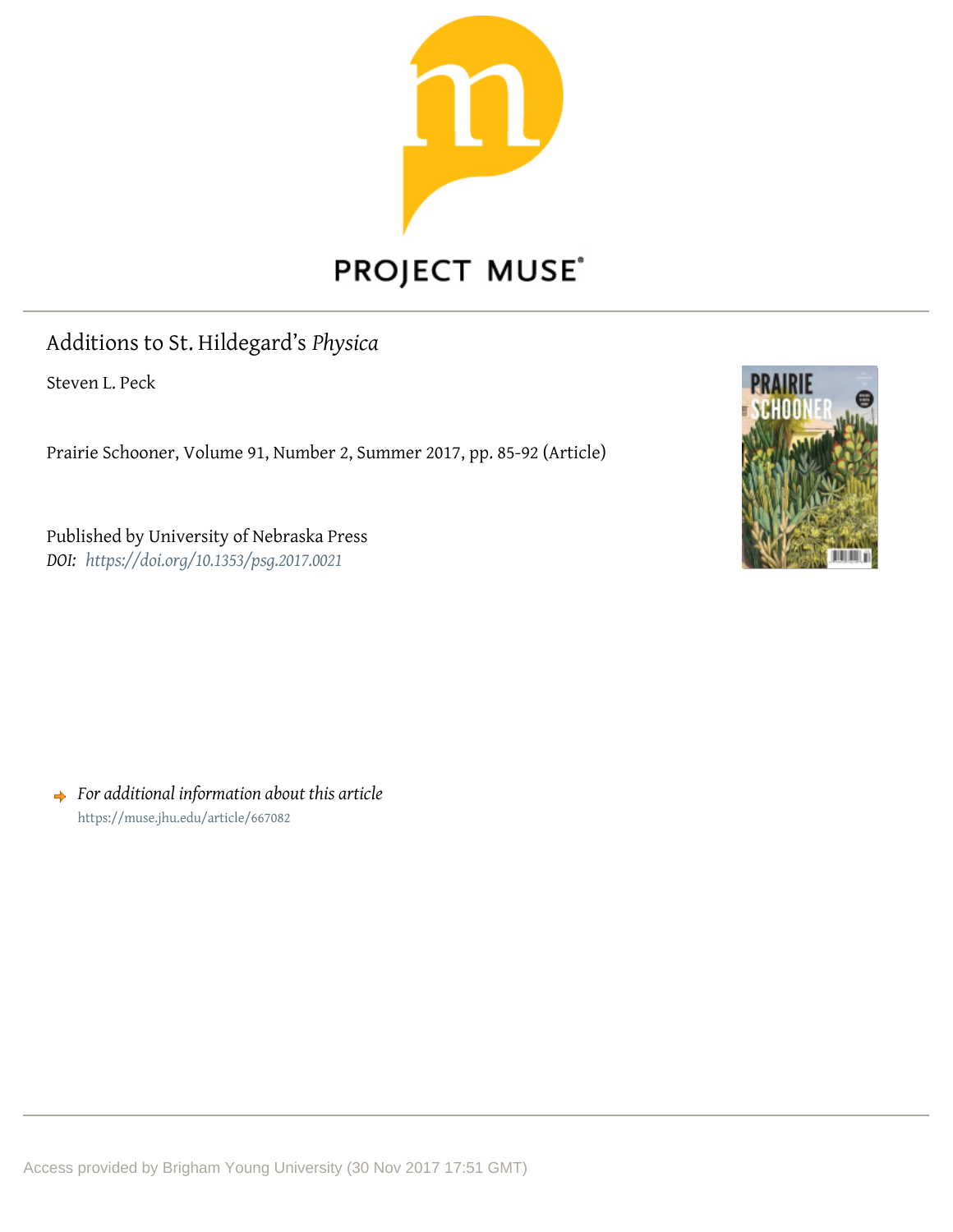PROJECT MUSE®

# Additions to St. Hildegard's *Physica*

Steven L. Peck

Prairie Schooner, Volume 91, Number 2, Summer 2017, pp. 85-92 (Article)

Published by University of Nebraska Press

*DOI: https://doi.org/10.1353/psg.2017.0021*

➜ *For additional information about this article*

https://muse.jhu.edu/article/667082

Access provided by Brigham Young University (30 Nov 2017 17:51 GMT)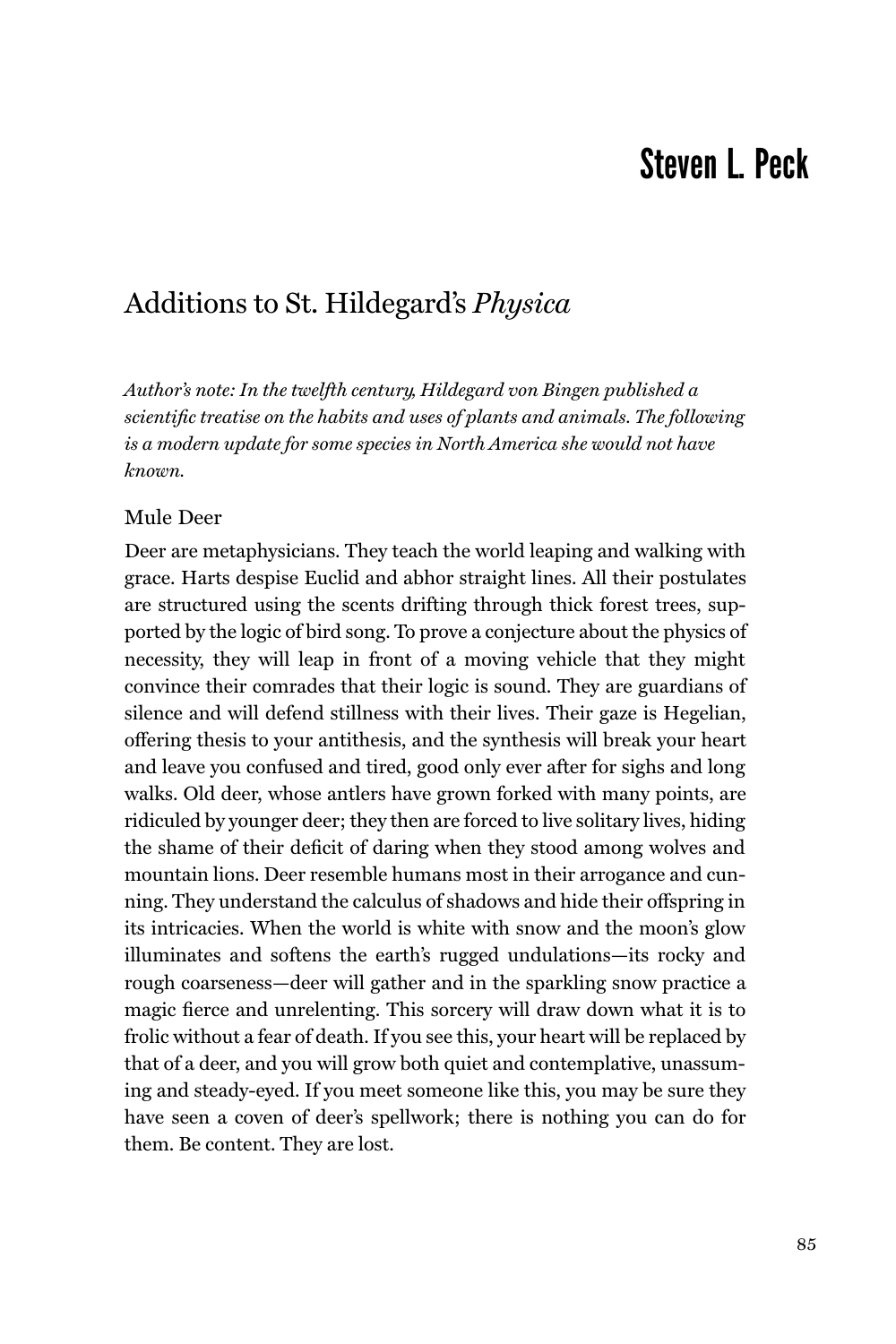# Steven L. Peck

## Additions to St. Hildegard's *Physica*

*Author's note: In the twelfth century, Hildegard von Bingen published a scientific treatise on the habits and uses of plants and animals. The following is a modern update for some species in North America she would not have known.*

### Mule Deer

Deer are metaphysicians. They teach the world leaping and walking with grace. Harts despise Euclid and abhor straight lines. All their postulates are structured using the scents drifting through thick forest trees, supported by the logic of bird song. To prove a conjecture about the physics of necessity, they will leap in front of a moving vehicle that they might convince their comrades that their logic is sound. They are guardians of silence and will defend stillness with their lives. Their gaze is Hegelian, offering thesis to your antithesis, and the synthesis will break your heart and leave you confused and tired, good only ever after for sighs and long walks. Old deer, whose antlers have grown forked with many points, are ridiculed by younger deer; they then are forced to live solitary lives, hiding the shame of their deficit of daring when they stood among wolves and mountain lions. Deer resemble humans most in their arrogance and cunning. They understand the calculus of shadows and hide their offspring in its intricacies. When the world is white with snow and the moon's glow illuminates and softens the earth's rugged undulations—its rocky and rough coarseness—deer will gather and in the sparkling snow practice a magic fierce and unrelenting. This sorcery will draw down what it is to frolic without a fear of death. If you see this, your heart will be replaced by that of a deer, and you will grow both quiet and contemplative, unassuming and steady-eyed. If you meet someone like this, you may be sure they have seen a coven of deer's spellwork; there is nothing you can do for them. Be content. They are lost.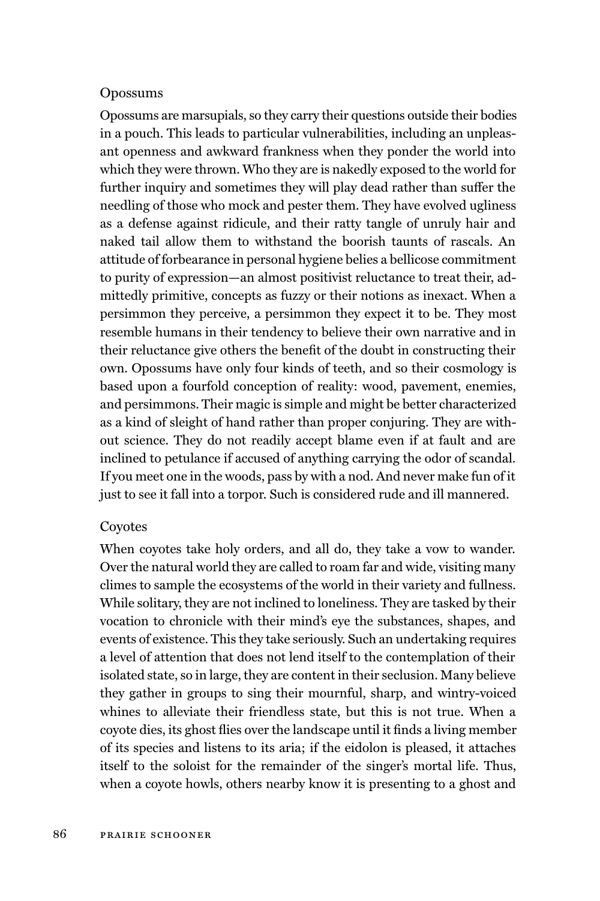### Opossums

Opossums are marsupials, so they carry their questions outside their bodies in a pouch. This leads to particular vulnerabilities, including an unpleasant openness and awkward frankness when they ponder the world into which they were thrown. Who they are is nakedly exposed to the world for further inquiry and sometimes they will play dead rather than suffer the needling of those who mock and pester them. They have evolved ugliness as a defense against ridicule, and their ratty tangle of unruly hair and naked tail allow them to withstand the boorish taunts of rascals. An attitude of forbearance in personal hygiene belies a bellicose commitment to purity of expression—an almost positivist reluctance to treat their, admittedly primitive, concepts as fuzzy or their notions as inexact. When a persimmon they perceive, a persimmon they expect it to be. They most resemble humans in their tendency to believe their own narrative and in their reluctance give others the benefit of the doubt in constructing their own. Opossums have only four kinds of teeth, and so their cosmology is based upon a fourfold conception of reality: wood, pavement, enemies, and persimmons. Their magic is simple and might be better characterized as a kind of sleight of hand rather than proper conjuring. They are without science. They do not readily accept blame even if at fault and are inclined to petulance if accused of anything carrying the odor of scandal. If you meet one in the woods, pass by with a nod. And never make fun of it just to see it fall into a torpor. Such is considered rude and ill mannered.

### Coyotes

When coyotes take holy orders, and all do, they take a vow to wander. Over the natural world they are called to roam far and wide, visiting many climes to sample the ecosystems of the world in their variety and fullness. While solitary, they are not inclined to loneliness. They are tasked by their vocation to chronicle with their mind's eye the substances, shapes, and events of existence. This they take seriously. Such an undertaking requires a level of attention that does not lend itself to the contemplation of their isolated state, so in large, they are content in their seclusion. Many believe they gather in groups to sing their mournful, sharp, and wintry-voiced whines to alleviate their friendless state, but this is not true. When a coyote dies, its ghost flies over the landscape until it finds a living member of its species and listens to its aria; if the eidolon is pleased, it attaches itself to the soloist for the remainder of the singer's mortal life. Thus, when a coyote howls, others nearby know it is presenting to a ghost and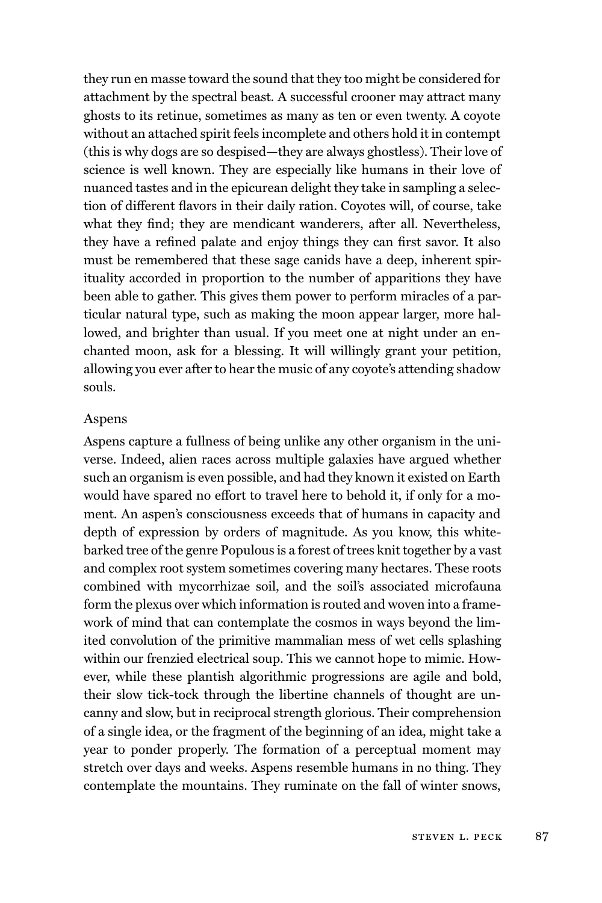they run en masse toward the sound that they too might be considered for attachment by the spectral beast. A successful crooner may attract many ghosts to its retinue, sometimes as many as ten or even twenty. A coyote without an attached spirit feels incomplete and others hold it in contempt (this is why dogs are so despised—they are always ghostless). Their love of science is well known. They are especially like humans in their love of nuanced tastes and in the epicurean delight they take in sampling a selection of different flavors in their daily ration. Coyotes will, of course, take what they find; they are mendicant wanderers, after all. Nevertheless, they have a refined palate and enjoy things they can first savor. It also must be remembered that these sage canids have a deep, inherent spirituality accorded in proportion to the number of apparitions they have been able to gather. This gives them power to perform miracles of a particular natural type, such as making the moon appear larger, more hallowed, and brighter than usual. If you meet one at night under an enchanted moon, ask for a blessing. It will willingly grant your petition, allowing you ever after to hear the music of any coyote's attending shadow souls.

### Aspens

Aspens capture a fullness of being unlike any other organism in the universe. Indeed, alien races across multiple galaxies have argued whether such an organism is even possible, and had they known it existed on Earth would have spared no effort to travel here to behold it, if only for a moment. An aspen's consciousness exceeds that of humans in capacity and depth of expression by orders of magnitude. As you know, this white-barked tree of the genre Populous is a forest of trees knit together by a vast and complex root system sometimes covering many hectares. These roots combined with mycorrhizae soil, and the soil's associated microfauna form the plexus over which information is routed and woven into a framework of mind that can contemplate the cosmos in ways beyond the limited convolution of the primitive mammalian mess of wet cells splashing within our frenzied electrical soup. This we cannot hope to mimic. However, while these plantish algorithmic progressions are agile and bold, their slow tick-tock through the libertine channels of thought are uncanny and slow, but in reciprocal strength glorious. Their comprehension of a single idea, or the fragment of the beginning of an idea, might take a year to ponder properly. The formation of a perceptual moment may stretch over days and weeks. Aspens resemble humans in no thing. They contemplate the mountains. They ruminate on the fall of winter snows,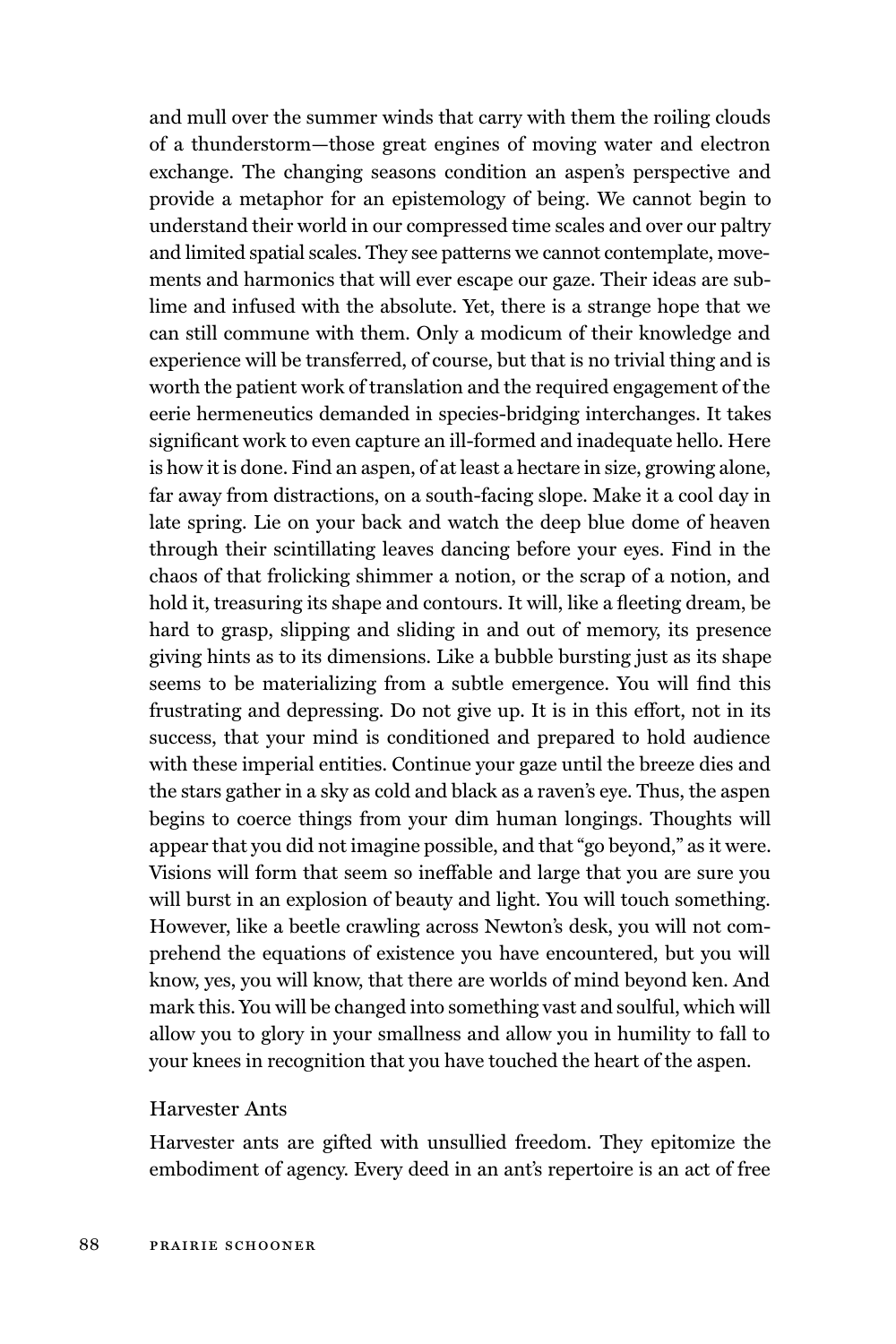and mull over the summer winds that carry with them the roiling clouds of a thunderstorm—those great engines of moving water and electron exchange. The changing seasons condition an aspen's perspective and provide a metaphor for an epistemology of being. We cannot begin to understand their world in our compressed time scales and over our paltry and limited spatial scales. They see patterns we cannot contemplate, movements and harmonics that will ever escape our gaze. Their ideas are sublime and infused with the absolute. Yet, there is a strange hope that we can still commune with them. Only a modicum of their knowledge and experience will be transferred, of course, but that is no trivial thing and is worth the patient work of translation and the required engagement of the eerie hermeneutics demanded in species-bridging interchanges. It takes significant work to even capture an ill-formed and inadequate hello. Here is how it is done. Find an aspen, of at least a hectare in size, growing alone, far away from distractions, on a south-facing slope. Make it a cool day in late spring. Lie on your back and watch the deep blue dome of heaven through their scintillating leaves dancing before your eyes. Find in the chaos of that frolicking shimmer a notion, or the scrap of a notion, and hold it, treasuring its shape and contours. It will, like a fleeting dream, be hard to grasp, slipping and sliding in and out of memory, its presence giving hints as to its dimensions. Like a bubble bursting just as its shape seems to be materializing from a subtle emergence. You will find this frustrating and depressing. Do not give up. It is in this effort, not in its success, that your mind is conditioned and prepared to hold audience with these imperial entities. Continue your gaze until the breeze dies and the stars gather in a sky as cold and black as a raven's eye. Thus, the aspen begins to coerce things from your dim human longings. Thoughts will appear that you did not imagine possible, and that "go beyond," as it were. Visions will form that seem so ineffable and large that you are sure you will burst in an explosion of beauty and light. You will touch something. However, like a beetle crawling across Newton's desk, you will not comprehend the equations of existence you have encountered, but you will know, yes, you will know, that there are worlds of mind beyond ken. And mark this. You will be changed into something vast and soulful, which will allow you to glory in your smallness and allow you in humility to fall to your knees in recognition that you have touched the heart of the aspen.

## Harvester Ants

Harvester ants are gifted with unsullied freedom. They epitomize the embodiment of agency. Every deed in an ant's repertoire is an act of free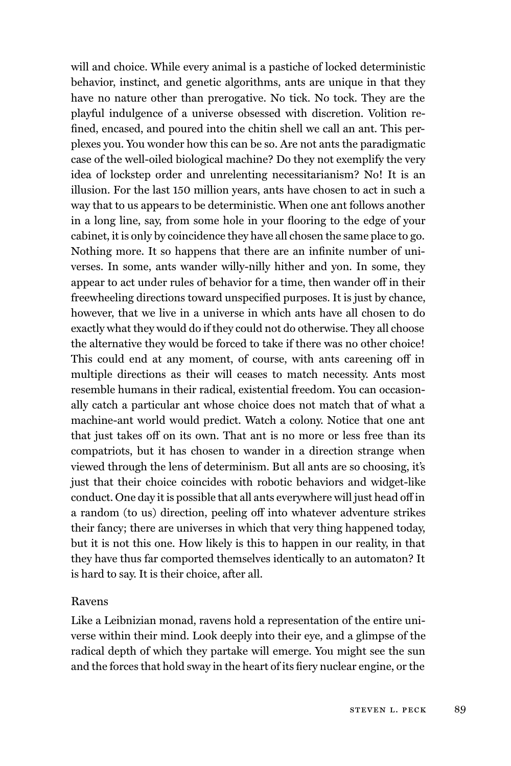will and choice. While every animal is a pastiche of locked deterministic behavior, instinct, and genetic algorithms, ants are unique in that they have no nature other than prerogative. No tick. No tock. They are the playful indulgence of a universe obsessed with discretion. Volition refined, encased, and poured into the chitin shell we call an ant. This perplexes you. You wonder how this can be so. Are not ants the paradigmatic case of the well-oiled biological machine? Do they not exemplify the very idea of lockstep order and unrelenting necessitarianism? No! It is an illusion. For the last 150 million years, ants have chosen to act in such a way that to us appears to be deterministic. When one ant follows another in a long line, say, from some hole in your flooring to the edge of your cabinet, it is only by coincidence they have all chosen the same place to go. Nothing more. It so happens that there are an infinite number of universes. In some, ants wander willy-nilly hither and yon. In some, they appear to act under rules of behavior for a time, then wander off in their freewheeling directions toward unspecified purposes. It is just by chance, however, that we live in a universe in which ants have all chosen to do exactly what they would do if they could not do otherwise. They all choose the alternative they would be forced to take if there was no other choice! This could end at any moment, of course, with ants careening off in multiple directions as their will ceases to match necessity. Ants most resemble humans in their radical, existential freedom. You can occasionally catch a particular ant whose choice does not match that of what a machine-ant world would predict. Watch a colony. Notice that one ant that just takes off on its own. That ant is no more or less free than its compatriots, but it has chosen to wander in a direction strange when viewed through the lens of determinism. But all ants are so choosing, it's just that their choice coincides with robotic behaviors and widget-like conduct. One day it is possible that all ants everywhere will just head off in a random (to us) direction, peeling off into whatever adventure strikes their fancy; there are universes in which that very thing happened today, but it is not this one. How likely is this to happen in our reality, in that they have thus far comported themselves identically to an automaton? It is hard to say. It is their choice, after all.

### Ravens

Like a Leibnizian monad, ravens hold a representation of the entire universe within their mind. Look deeply into their eye, and a glimpse of the radical depth of which they partake will emerge. You might see the sun and the forces that hold sway in the heart of its fiery nuclear engine, or the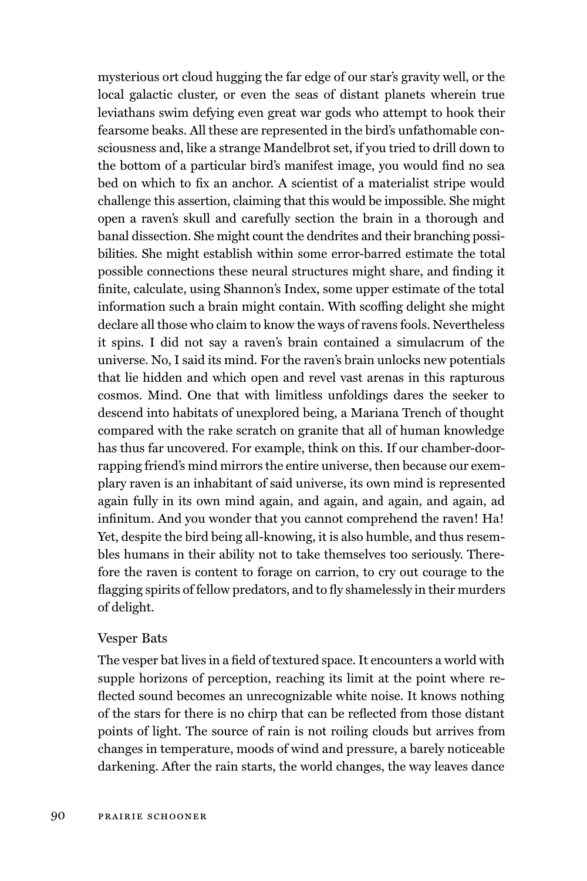mysterious ort cloud hugging the far edge of our star's gravity well, or the local galactic cluster, or even the seas of distant planets wherein true leviathans swim defying even great war gods who attempt to hook their fearsome beaks. All these are represented in the bird's unfathomable consciousness and, like a strange Mandelbrot set, if you tried to drill down to the bottom of a particular bird's manifest image, you would find no sea bed on which to fix an anchor. A scientist of a materialist stripe would challenge this assertion, claiming that this would be impossible. She might open a raven's skull and carefully section the brain in a thorough and banal dissection. She might count the dendrites and their branching possibilities. She might establish within some error-barred estimate the total possible connections these neural structures might share, and finding it finite, calculate, using Shannon's Index, some upper estimate of the total information such a brain might contain. With scoffing delight she might declare all those who claim to know the ways of ravens fools. Nevertheless it spins. I did not say a raven's brain contained a simulacrum of the universe. No, I said its mind. For the raven's brain unlocks new potentials that lie hidden and which open and revel vast arenas in this rapturous cosmos. Mind. One that with limitless unfoldings dares the seeker to descend into habitats of unexplored being, a Mariana Trench of thought compared with the rake scratch on granite that all of human knowledge has thus far uncovered. For example, think on this. If our chamber-door-rapping friend's mind mirrors the entire universe, then because our exemplary raven is an inhabitant of said universe, its own mind is represented again fully in its own mind again, and again, and again, and again, ad infinitum. And you wonder that you cannot comprehend the raven! Ha! Yet, despite the bird being all-knowing, it is also humble, and thus resembles humans in their ability not to take themselves too seriously. Therefore the raven is content to forage on carrion, to cry out courage to the flagging spirits of fellow predators, and to fly shamelessly in their murders of delight.

### Vesper Bats

The vesper bat lives in a field of textured space. It encounters a world with supple horizons of perception, reaching its limit at the point where reflected sound becomes an unrecognizable white noise. It knows nothing of the stars for there is no chirp that can be reflected from those distant points of light. The source of rain is not roiling clouds but arrives from changes in temperature, moods of wind and pressure, a barely noticeable darkening. After the rain starts, the world changes, the way leaves dance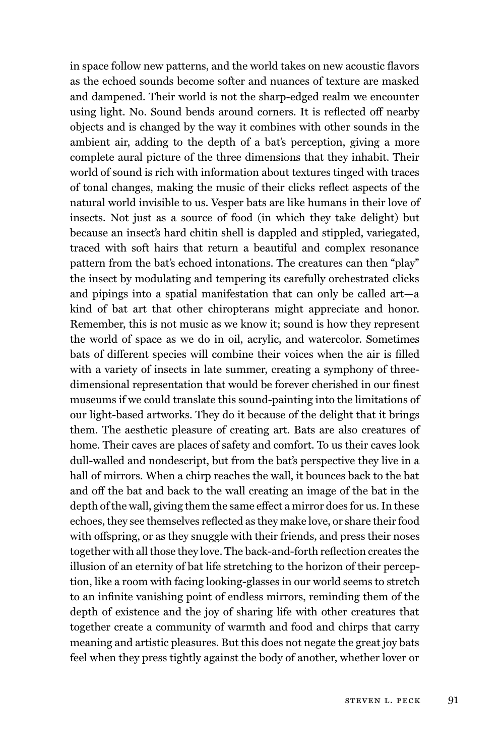in space follow new patterns, and the world takes on new acoustic flavors as the echoed sounds become softer and nuances of texture are masked and dampened. Their world is not the sharp-edged realm we encounter using light. No. Sound bends around corners. It is reflected off nearby objects and is changed by the way it combines with other sounds in the ambient air, adding to the depth of a bat's perception, giving a more complete aural picture of the three dimensions that they inhabit. Their world of sound is rich with information about textures tinged with traces of tonal changes, making the music of their clicks reflect aspects of the natural world invisible to us. Vesper bats are like humans in their love of insects. Not just as a source of food (in which they take delight) but because an insect's hard chitin shell is dappled and stippled, variegated, traced with soft hairs that return a beautiful and complex resonance pattern from the bat's echoed intonations. The creatures can then "play" the insect by modulating and tempering its carefully orchestrated clicks and pipings into a spatial manifestation that can only be called art—a kind of bat art that other chiropterans might appreciate and honor. Remember, this is not music as we know it; sound is how they represent the world of space as we do in oil, acrylic, and watercolor. Sometimes bats of different species will combine their voices when the air is filled with a variety of insects in late summer, creating a symphony of three-dimensional representation that would be forever cherished in our finest museums if we could translate this sound-painting into the limitations of our light-based artworks. They do it because of the delight that it brings them. The aesthetic pleasure of creating art. Bats are also creatures of home. Their caves are places of safety and comfort. To us their caves look dull-walled and nondescript, but from the bat's perspective they live in a hall of mirrors. When a chirp reaches the wall, it bounces back to the bat and off the bat and back to the wall creating an image of the bat in the depth of the wall, giving them the same effect a mirror does for us. In these echoes, they see themselves reflected as they make love, or share their food with offspring, or as they snuggle with their friends, and press their noses together with all those they love. The back-and-forth reflection creates the illusion of an eternity of bat life stretching to the horizon of their perception, like a room with facing looking-glasses in our world seems to stretch to an infinite vanishing point of endless mirrors, reminding them of the depth of existence and the joy of sharing life with other creatures that together create a community of warmth and food and chirps that carry meaning and artistic pleasures. But this does not negate the great joy bats feel when they press tightly against the body of another, whether lover or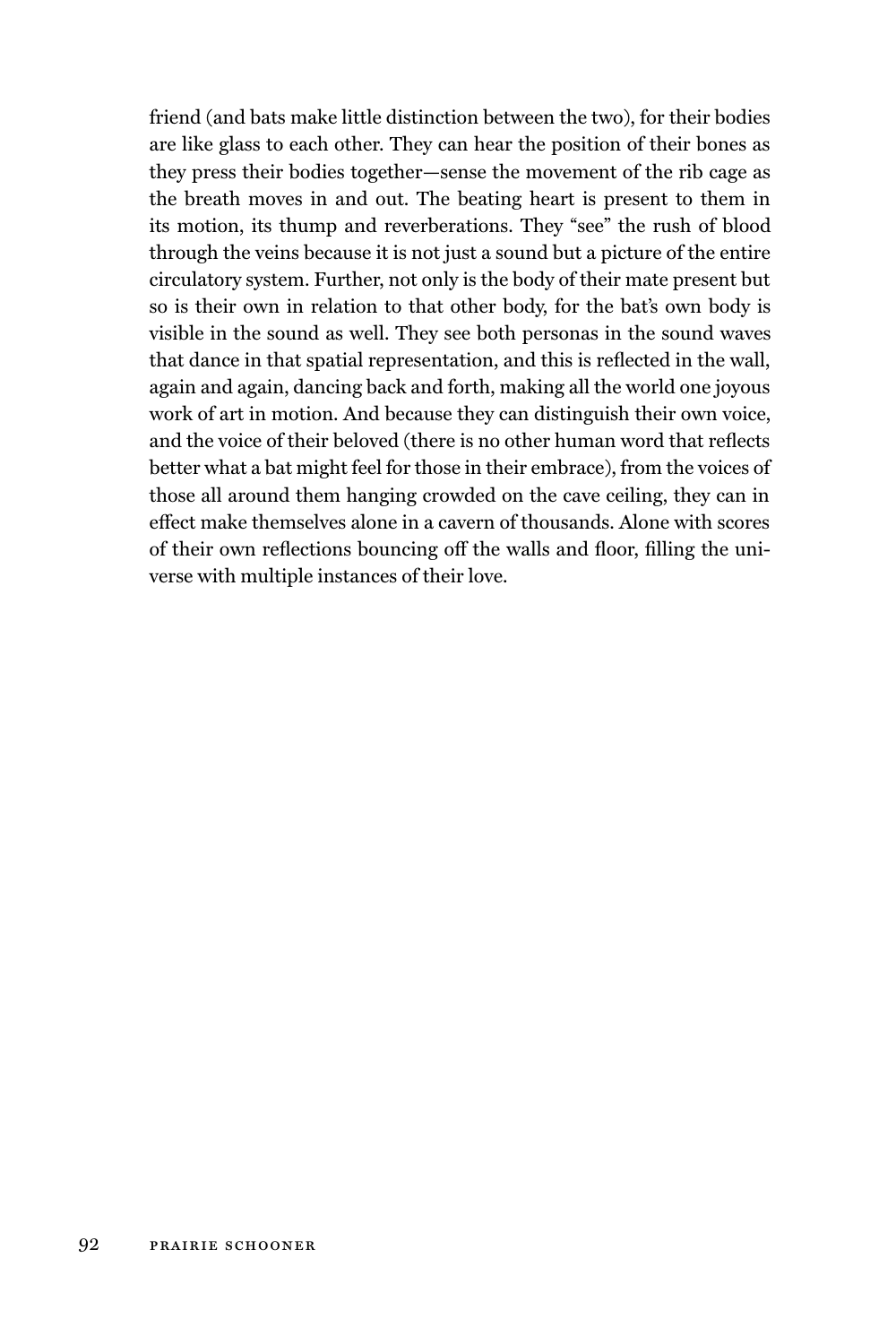friend (and bats make little distinction between the two), for their bodies are like glass to each other. They can hear the position of their bones as they press their bodies together—sense the movement of the rib cage as the breath moves in and out. The beating heart is present to them in its motion, its thump and reverberations. They "see" the rush of blood through the veins because it is not just a sound but a picture of the entire circulatory system. Further, not only is the body of their mate present but so is their own in relation to that other body, for the bat's own body is visible in the sound as well. They see both personas in the sound waves that dance in that spatial representation, and this is reflected in the wall, again and again, dancing back and forth, making all the world one joyous work of art in motion. And because they can distinguish their own voice, and the voice of their beloved (there is no other human word that reflects better what a bat might feel for those in their embrace), from the voices of those all around them hanging crowded on the cave ceiling, they can in effect make themselves alone in a cavern of thousands. Alone with scores of their own reflections bouncing off the walls and floor, filling the universe with multiple instances of their love.